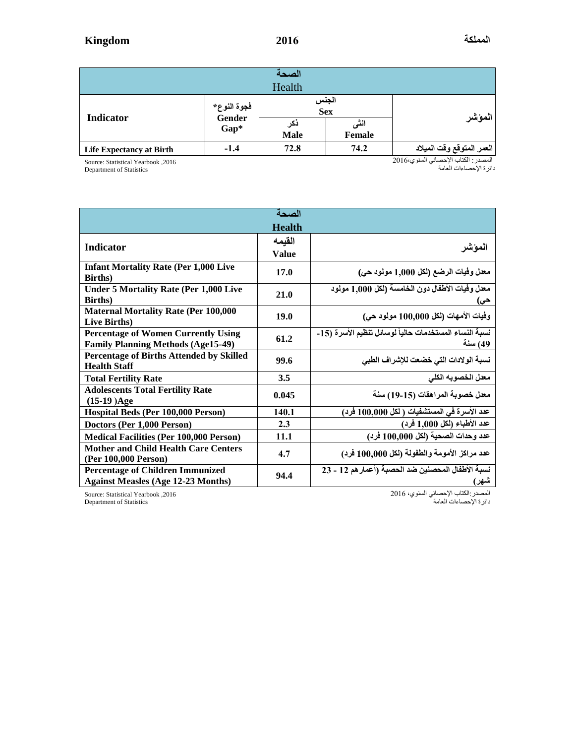# Kingdom 2016 المملكة

| الصحة Health | | | | |
|---|---|---|---|---|
| Indicator | فجوة النوع* Gender Gap* | الجنس Sex | | المؤشر |
| | | ذكر Male | انثى Female | |
| Life Expectancy at Birth | -1.4 | 72.8 | 74.2 | العمر المتوقع وقت الميلاد |

Source: Statistical Yearbook ,2016
Department of Statistics

المصدر: الكتاب الإحصائي السنوي،2016
دائرة الإحصاءات العامة

| الصحة Health | | |
|---|---|---|
| Indicator | القيمه Value | المؤشر |
| Infant Mortality Rate (Per 1,000 Live Births) | 17.0 | معدل وفيات الرضع (لكل 1,000 مولود حي) |
| Under 5 Mortality Rate (Per 1,000 Live Births) | 21.0 | معدل وفيات الأطفال دون الخامسة (لكل 1,000 مولود حي) |
| Maternal Mortality Rate (Per 100,000 Live Births) | 19.0 | وفيات الأمهات (لكل 100,000 مولود حي) |
| Percentage of Women Currently Using Family Planning Methods (Age15-49) | 61.2 | نسبة النساء المستخدمات حالياً لوسائل تنظيم الأسرة (15-49) سنة |
| Percentage of Births Attended by Skilled Health Staff | 99.6 | نسبة الولادات التي خضعت للإشراف الطبي |
| Total Fertility Rate | 3.5 | معدل الخصوبه الكلي |
| Adolescents Total Fertility Rate (15-19 )Age | 0.045 | معدل خصوبة المراهقات (15-19) سنة |
| Hospital Beds (Per 100,000 Person) | 140.1 | عدد الأسرة في المستشفيات ( لكل 100,000 فرد) |
| Doctors (Per 1,000 Person) | 2.3 | عدد الأطباء (لكل 1,000 فرد) |
| Medical Facilities (Per 100,000 Person) | 11.1 | عدد وحدات الصحية (لكل 100,000 فرد) |
| Mother and Child Health Care Centers (Per 100,000 Person) | 4.7 | عدد مراكز الأمومة والطفولة (لكل 100,000 فرد) |
| Percentage of Children Immunized Against Measles (Age 12-23 Months) | 94.4 | نسبة الأطفال المحصنين ضد الحصبة (أعمارهم 12 - 23 شهر) |

Source: Statistical Yearbook ,2016
Department of Statistics

المصدر:الكتاب الإحصائي السنوي، 2016
دائرة الإحصاءات العامة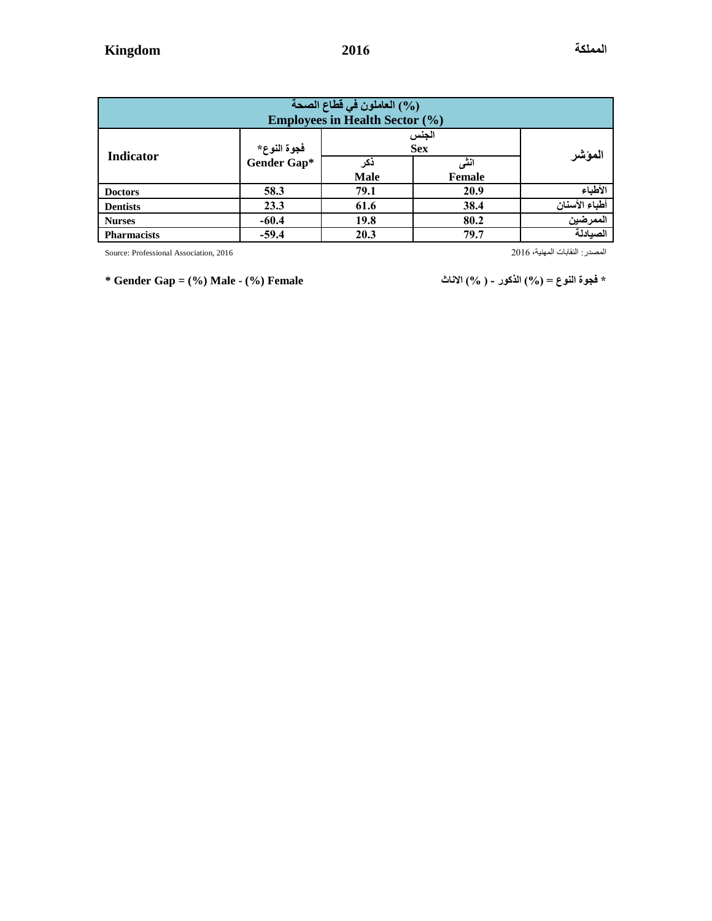**Kingdom** **2016** **المملكة**

| (%) العاملون في قطاع الصحة<br>Employees in Health Sector (%) | | | | |
|---|---|---|---|---|
| **Indicator** | **فجوة النوع\*<br>Gender Gap\*** | **الجنس<br>Sex** | | **المؤشر** |
| | | **ذكر<br>Male** | **انثى<br>Female** | |
| **Doctors** | **58.3** | **79.1** | **20.9** | **الأطباء** |
| **Dentists** | **23.3** | **61.6** | **38.4** | **أطباء الأسنان** |
| **Nurses** | **-60.4** | **19.8** | **80.2** | **الممرضين** |
| **Pharmacists** | **-59.4** | **20.3** | **79.7** | **الصيادلة** |

Source: Professional Association, 2016

المصدر: النقابات المهنية، 2016

**\* Gender Gap = (%) Male - (%) Female**

**\* فجوة النوع = (%) الذكور - ( %) الاناث**